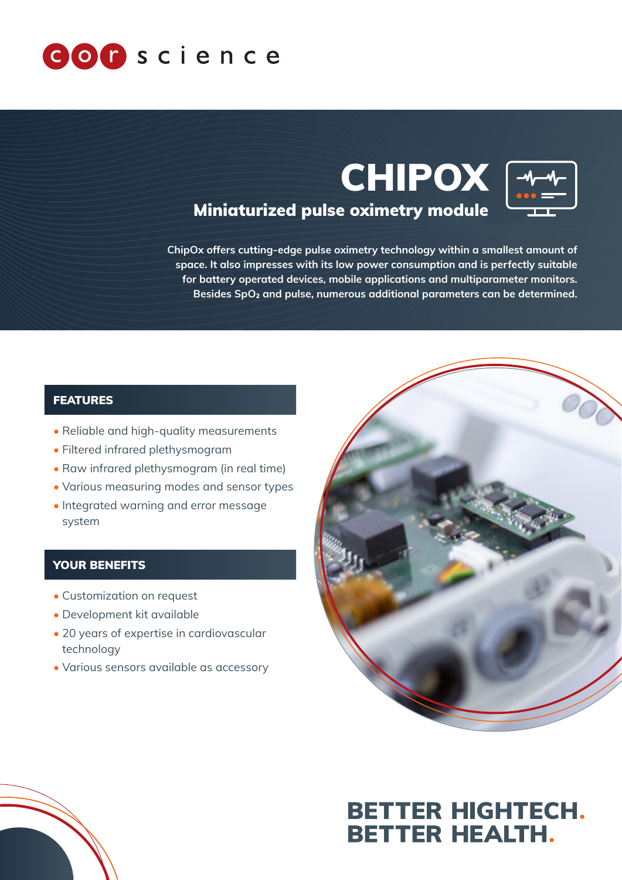corscience

# CHIPOX

## Miniaturized pulse oximetry module

**ChipOx offers cutting-edge pulse oximetry technology within a smallest amount of space. It also impresses with its low power consumption and is perfectly suitable for battery operated devices, mobile applications and multiparameter monitors. Besides $SpO_2$ and pulse, numerous additional parameters can be determined.**

### FEATURES

- Reliable and high-quality measurements
- Filtered infrared plethysmogram
- Raw infrared plethysmogram (in real time)
- Various measuring modes and sensor types
- Integrated warning and error message system

### YOUR BENEFITS

- Customization on request
- Development kit available
- 20 years of expertise in cardiovascular technology
- Various sensors available as accessory

**BETTER HIGHTECH.**
**BETTER HEALTH.**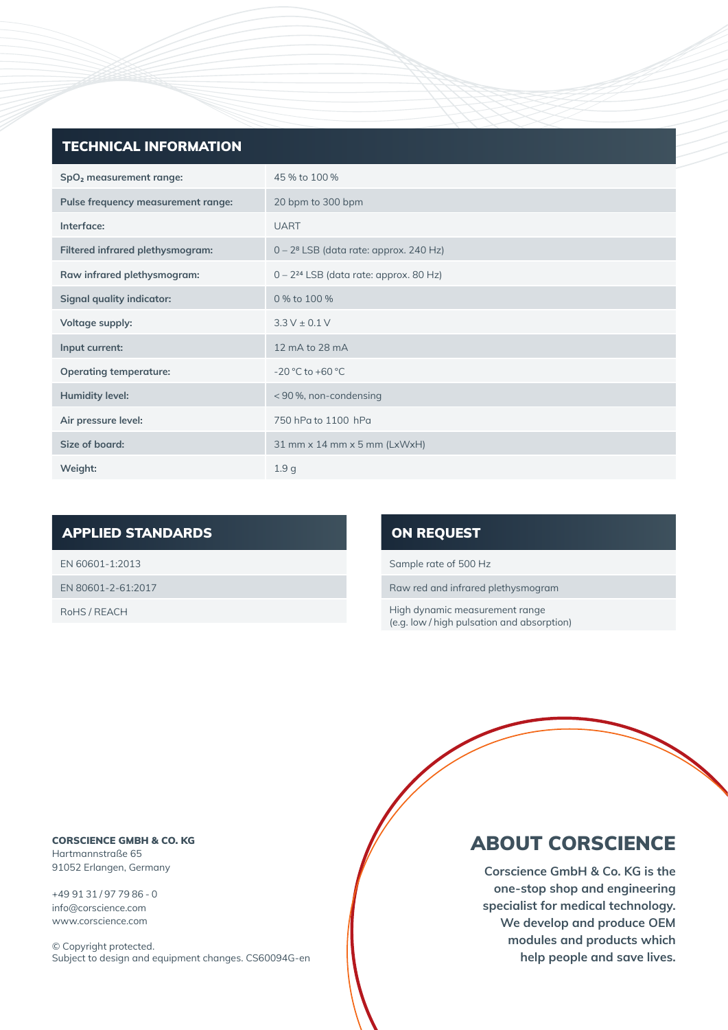## TECHNICAL INFORMATION

| | |
|---|---|
| **$SpO_2$ measurement range:** | 45 % to 100 % |
| **Pulse frequency measurement range:** | 20 bpm to 300 bpm |
| **Interface:** | UART |
| **Filtered infrared plethysmogram:** | 0 – $2^8$ LSB (data rate: approx. 240 Hz) |
| **Raw infrared plethysmogram:** | 0 – $2^{24}$ LSB (data rate: approx. 80 Hz) |
| **Signal quality indicator:** | 0 % to 100 % |
| **Voltage supply:** | 3.3 V ± 0.1 V |
| **Input current:** | 12 mA to 28 mA |
| **Operating temperature:** | -20 °C to +60 °C |
| **Humidity level:** | < 90 %, non-condensing |
| **Air pressure level:** | 750 hPa to 1100 hPa |
| **Size of board:** | 31 mm x 14 mm x 5 mm (LxWxH) |
| **Weight:** | 1.9 g |

## APPLIED STANDARDS

- EN 60601-1:2013
- EN 80601-2-61:2017
- RoHS / REACH

## ON REQUEST

- Sample rate of 500 Hz
- Raw red and infrared plethysmogram
- High dynamic measurement range (e.g. low / high pulsation and absorption)

**CORSCIENCE GMBH & CO. KG**
Hartmannstraße 65
91052 Erlangen, Germany

+49 91 31 / 97 79 86 - 0
info@corscience.com
www.corscience.com

© Copyright protected.
Subject to design and equipment changes. CS60094G-en

## ABOUT CORSCIENCE

**Corscience GmbH & Co. KG is the one-stop shop and engineering specialist for medical technology. We develop and produce OEM modules and products which help people and save lives.**